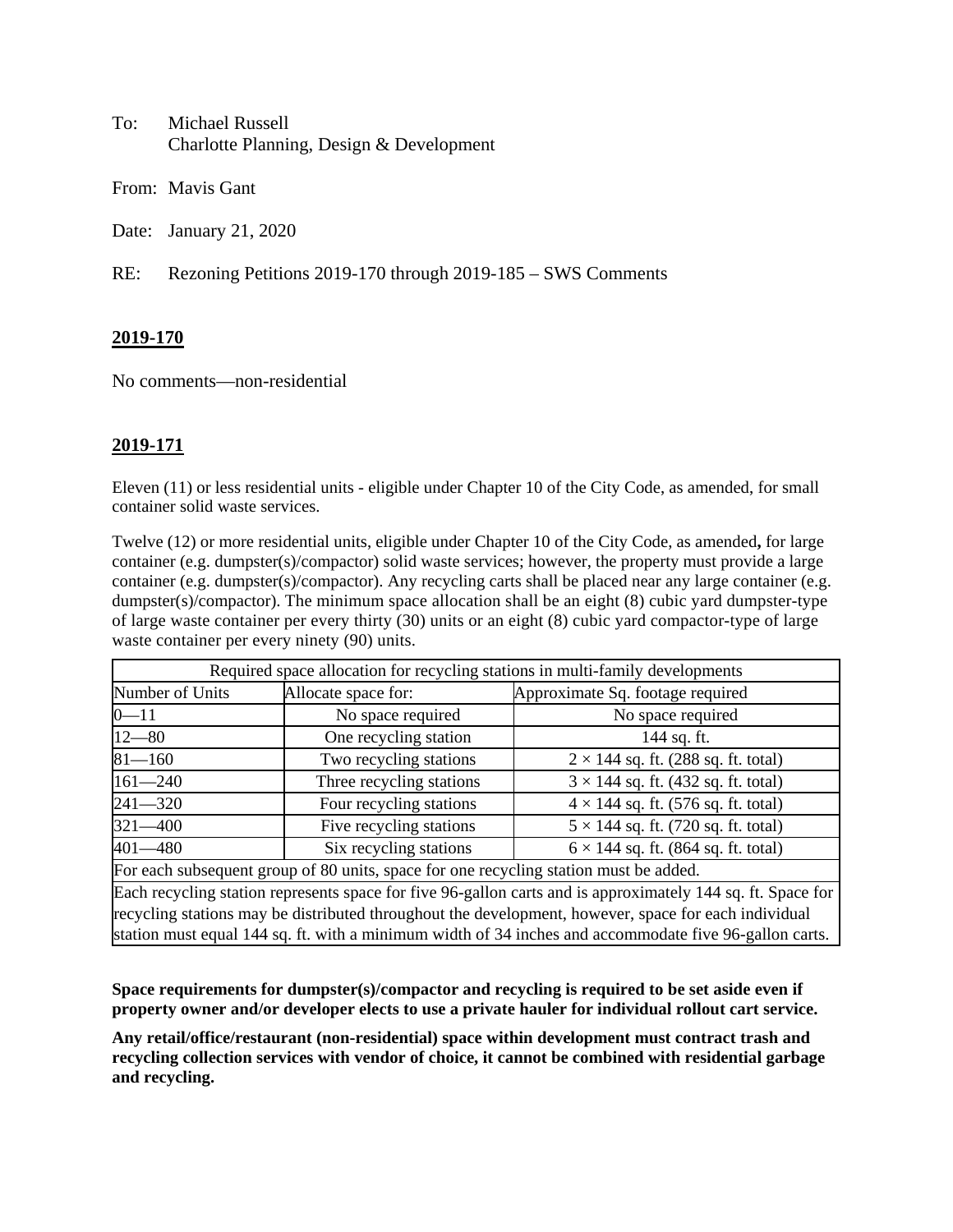To: Michael Russell
Charlotte Planning, Design & Development

From: Mavis Gant

Date: January 21, 2020

RE: Rezoning Petitions 2019-170 through 2019-185 – SWS Comments

## 2019-170

No comments—non-residential

## 2019-171

Eleven (11) or less residential units - eligible under Chapter 10 of the City Code, as amended, for small container solid waste services.

Twelve (12) or more residential units, eligible under Chapter 10 of the City Code, as amended**,** for large container (e.g. dumpster(s)/compactor) solid waste services; however, the property must provide a large container (e.g. dumpster(s)/compactor). Any recycling carts shall be placed near any large container (e.g. dumpster(s)/compactor). The minimum space allocation shall be an eight (8) cubic yard dumpster-type of large waste container per every thirty (30) units or an eight (8) cubic yard compactor-type of large waste container per every ninety (90) units.

| Required space allocation for recycling stations in multi-family developments | | |
|---|---|---|
| Number of Units | Allocate space for: | Approximate Sq. footage required |
| 0—11 | No space required | No space required |
| 12—80 | One recycling station | 144 sq. ft. |
| 81—160 | Two recycling stations | 2 × 144 sq. ft. (288 sq. ft. total) |
| 161—240 | Three recycling stations | 3 × 144 sq. ft. (432 sq. ft. total) |
| 241—320 | Four recycling stations | 4 × 144 sq. ft. (576 sq. ft. total) |
| 321—400 | Five recycling stations | 5 × 144 sq. ft. (720 sq. ft. total) |
| 401—480 | Six recycling stations | 6 × 144 sq. ft. (864 sq. ft. total) |
| For each subsequent group of 80 units, space for one recycling station must be added. | | |
| Each recycling station represents space for five 96-gallon carts and is approximately 144 sq. ft. Space for recycling stations may be distributed throughout the development, however, space for each individual station must equal 144 sq. ft. with a minimum width of 34 inches and accommodate five 96-gallon carts. | | |

**Space requirements for dumpster(s)/compactor and recycling is required to be set aside even if property owner and/or developer elects to use a private hauler for individual rollout cart service.**

**Any retail/office/restaurant (non-residential) space within development must contract trash and recycling collection services with vendor of choice, it cannot be combined with residential garbage and recycling.**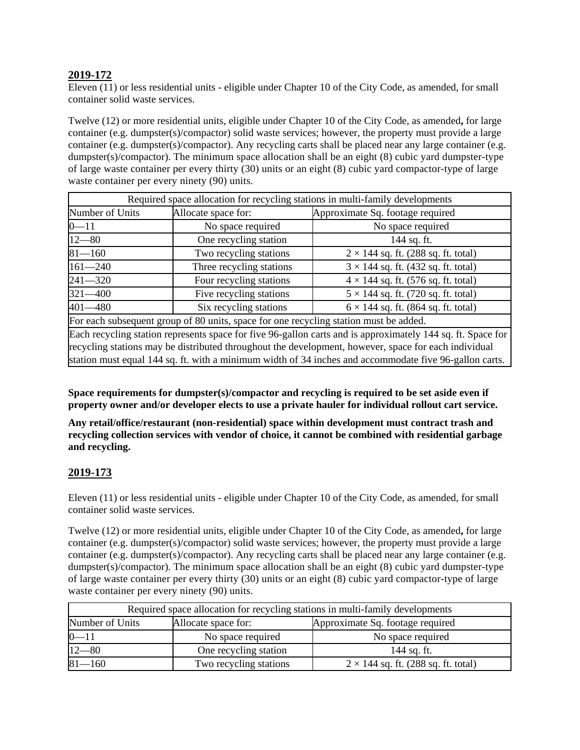## 2019-172

Eleven (11) or less residential units - eligible under Chapter 10 of the City Code, as amended, for small container solid waste services.

Twelve (12) or more residential units, eligible under Chapter 10 of the City Code, as amended**,** for large container (e.g. dumpster(s)/compactor) solid waste services; however, the property must provide a large container (e.g. dumpster(s)/compactor). Any recycling carts shall be placed near any large container (e.g. dumpster(s)/compactor). The minimum space allocation shall be an eight (8) cubic yard dumpster-type of large waste container per every thirty (30) units or an eight (8) cubic yard compactor-type of large waste container per every ninety (90) units.

| Required space allocation for recycling stations in multi-family developments | | |
|---|---|---|
| Number of Units | Allocate space for: | Approximate Sq. footage required |
| 0—11 | No space required | No space required |
| 12—80 | One recycling station | 144 sq. ft. |
| 81—160 | Two recycling stations | 2 × 144 sq. ft. (288 sq. ft. total) |
| 161—240 | Three recycling stations | 3 × 144 sq. ft. (432 sq. ft. total) |
| 241—320 | Four recycling stations | 4 × 144 sq. ft. (576 sq. ft. total) |
| 321—400 | Five recycling stations | 5 × 144 sq. ft. (720 sq. ft. total) |
| 401—480 | Six recycling stations | 6 × 144 sq. ft. (864 sq. ft. total) |
| For each subsequent group of 80 units, space for one recycling station must be added. | | |
| Each recycling station represents space for five 96-gallon carts and is approximately 144 sq. ft. Space for recycling stations may be distributed throughout the development, however, space for each individual station must equal 144 sq. ft. with a minimum width of 34 inches and accommodate five 96-gallon carts. | | |

**Space requirements for dumpster(s)/compactor and recycling is required to be set aside even if property owner and/or developer elects to use a private hauler for individual rollout cart service.**

**Any retail/office/restaurant (non-residential) space within development must contract trash and recycling collection services with vendor of choice, it cannot be combined with residential garbage and recycling.**

## 2019-173

Eleven (11) or less residential units - eligible under Chapter 10 of the City Code, as amended, for small container solid waste services.

Twelve (12) or more residential units, eligible under Chapter 10 of the City Code, as amended**,** for large container (e.g. dumpster(s)/compactor) solid waste services; however, the property must provide a large container (e.g. dumpster(s)/compactor). Any recycling carts shall be placed near any large container (e.g. dumpster(s)/compactor). The minimum space allocation shall be an eight (8) cubic yard dumpster-type of large waste container per every thirty (30) units or an eight (8) cubic yard compactor-type of large waste container per every ninety (90) units.

| Required space allocation for recycling stations in multi-family developments | | |
|---|---|---|
| Number of Units | Allocate space for: | Approximate Sq. footage required |
| 0—11 | No space required | No space required |
| 12—80 | One recycling station | 144 sq. ft. |
| 81—160 | Two recycling stations | 2 × 144 sq. ft. (288 sq. ft. total) |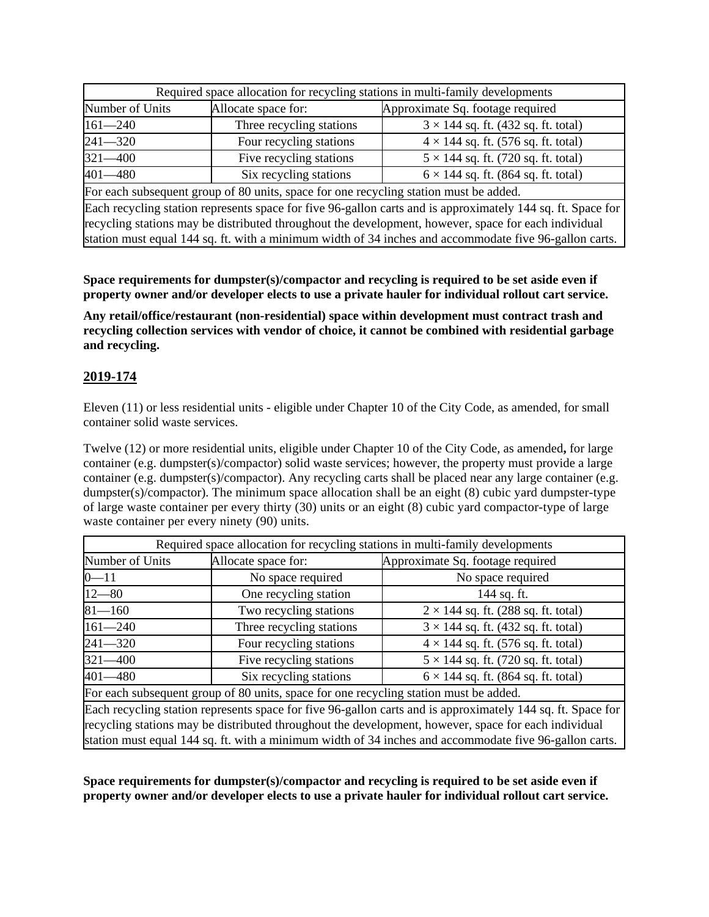| Required space allocation for recycling stations in multi-family developments | | |
|---|---|---|
| Number of Units | Allocate space for: | Approximate Sq. footage required |
| 161—240 | Three recycling stations | 3 × 144 sq. ft. (432 sq. ft. total) |
| 241—320 | Four recycling stations | 4 × 144 sq. ft. (576 sq. ft. total) |
| 321—400 | Five recycling stations | 5 × 144 sq. ft. (720 sq. ft. total) |
| 401—480 | Six recycling stations | 6 × 144 sq. ft. (864 sq. ft. total) |
| For each subsequent group of 80 units, space for one recycling station must be added. | | |
| Each recycling station represents space for five 96-gallon carts and is approximately 144 sq. ft. Space for recycling stations may be distributed throughout the development, however, space for each individual station must equal 144 sq. ft. with a minimum width of 34 inches and accommodate five 96-gallon carts. | | |

**Space requirements for dumpster(s)/compactor and recycling is required to be set aside even if property owner and/or developer elects to use a private hauler for individual rollout cart service.**

**Any retail/office/restaurant (non-residential) space within development must contract trash and recycling collection services with vendor of choice, it cannot be combined with residential garbage and recycling.**

## 2019-174

Eleven (11) or less residential units - eligible under Chapter 10 of the City Code, as amended, for small container solid waste services.

Twelve (12) or more residential units, eligible under Chapter 10 of the City Code, as amended**,** for large container (e.g. dumpster(s)/compactor) solid waste services; however, the property must provide a large container (e.g. dumpster(s)/compactor). Any recycling carts shall be placed near any large container (e.g. dumpster(s)/compactor). The minimum space allocation shall be an eight (8) cubic yard dumpster-type of large waste container per every thirty (30) units or an eight (8) cubic yard compactor-type of large waste container per every ninety (90) units.

| Required space allocation for recycling stations in multi-family developments | | |
|---|---|---|
| Number of Units | Allocate space for: | Approximate Sq. footage required |
| 0—11 | No space required | No space required |
| 12—80 | One recycling station | 144 sq. ft. |
| 81—160 | Two recycling stations | 2 × 144 sq. ft. (288 sq. ft. total) |
| 161—240 | Three recycling stations | 3 × 144 sq. ft. (432 sq. ft. total) |
| 241—320 | Four recycling stations | 4 × 144 sq. ft. (576 sq. ft. total) |
| 321—400 | Five recycling stations | 5 × 144 sq. ft. (720 sq. ft. total) |
| 401—480 | Six recycling stations | 6 × 144 sq. ft. (864 sq. ft. total) |
| For each subsequent group of 80 units, space for one recycling station must be added. | | |
| Each recycling station represents space for five 96-gallon carts and is approximately 144 sq. ft. Space for recycling stations may be distributed throughout the development, however, space for each individual station must equal 144 sq. ft. with a minimum width of 34 inches and accommodate five 96-gallon carts. | | |

**Space requirements for dumpster(s)/compactor and recycling is required to be set aside even if property owner and/or developer elects to use a private hauler for individual rollout cart service.**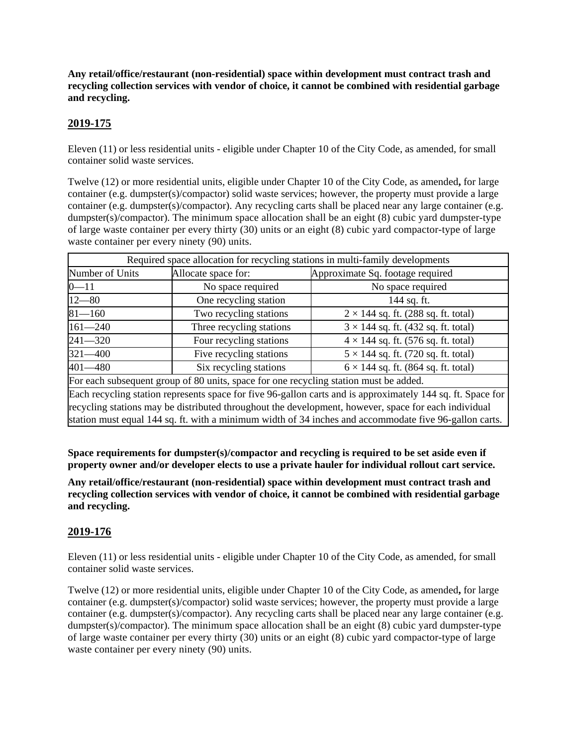**Any retail/office/restaurant (non-residential) space within development must contract trash and recycling collection services with vendor of choice, it cannot be combined with residential garbage and recycling.**

## 2019-175

Eleven (11) or less residential units - eligible under Chapter 10 of the City Code, as amended, for small container solid waste services.

Twelve (12) or more residential units, eligible under Chapter 10 of the City Code, as amended**,** for large container (e.g. dumpster(s)/compactor) solid waste services; however, the property must provide a large container (e.g. dumpster(s)/compactor). Any recycling carts shall be placed near any large container (e.g. dumpster(s)/compactor). The minimum space allocation shall be an eight (8) cubic yard dumpster-type of large waste container per every thirty (30) units or an eight (8) cubic yard compactor-type of large waste container per every ninety (90) units.

| Required space allocation for recycling stations in multi-family developments | | |
|---|---|---|
| Number of Units | Allocate space for: | Approximate Sq. footage required |
| 0—11 | No space required | No space required |
| 12—80 | One recycling station | 144 sq. ft. |
| 81—160 | Two recycling stations | 2 × 144 sq. ft. (288 sq. ft. total) |
| 161—240 | Three recycling stations | 3 × 144 sq. ft. (432 sq. ft. total) |
| 241—320 | Four recycling stations | 4 × 144 sq. ft. (576 sq. ft. total) |
| 321—400 | Five recycling stations | 5 × 144 sq. ft. (720 sq. ft. total) |
| 401—480 | Six recycling stations | 6 × 144 sq. ft. (864 sq. ft. total) |
| For each subsequent group of 80 units, space for one recycling station must be added. | | |
| Each recycling station represents space for five 96-gallon carts and is approximately 144 sq. ft. Space for recycling stations may be distributed throughout the development, however, space for each individual station must equal 144 sq. ft. with a minimum width of 34 inches and accommodate five 96-gallon carts. | | |

**Space requirements for dumpster(s)/compactor and recycling is required to be set aside even if property owner and/or developer elects to use a private hauler for individual rollout cart service.**

**Any retail/office/restaurant (non-residential) space within development must contract trash and recycling collection services with vendor of choice, it cannot be combined with residential garbage and recycling.**

## 2019-176

Eleven (11) or less residential units - eligible under Chapter 10 of the City Code, as amended, for small container solid waste services.

Twelve (12) or more residential units, eligible under Chapter 10 of the City Code, as amended**,** for large container (e.g. dumpster(s)/compactor) solid waste services; however, the property must provide a large container (e.g. dumpster(s)/compactor). Any recycling carts shall be placed near any large container (e.g. dumpster(s)/compactor). The minimum space allocation shall be an eight (8) cubic yard dumpster-type of large waste container per every thirty (30) units or an eight (8) cubic yard compactor-type of large waste container per every ninety (90) units.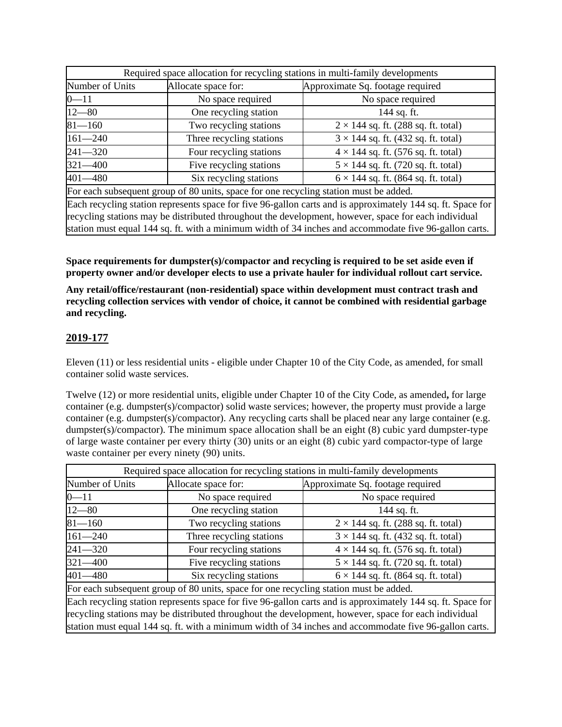| Required space allocation for recycling stations in multi-family developments | | |
|---|---|---|
| Number of Units | Allocate space for: | Approximate Sq. footage required |
| 0—11 | No space required | No space required |
| 12—80 | One recycling station | 144 sq. ft. |
| 81—160 | Two recycling stations | 2 × 144 sq. ft. (288 sq. ft. total) |
| 161—240 | Three recycling stations | 3 × 144 sq. ft. (432 sq. ft. total) |
| 241—320 | Four recycling stations | 4 × 144 sq. ft. (576 sq. ft. total) |
| 321—400 | Five recycling stations | 5 × 144 sq. ft. (720 sq. ft. total) |
| 401—480 | Six recycling stations | 6 × 144 sq. ft. (864 sq. ft. total) |
| For each subsequent group of 80 units, space for one recycling station must be added. | | |
| Each recycling station represents space for five 96-gallon carts and is approximately 144 sq. ft. Space for recycling stations may be distributed throughout the development, however, space for each individual station must equal 144 sq. ft. with a minimum width of 34 inches and accommodate five 96-gallon carts. | | |

**Space requirements for dumpster(s)/compactor and recycling is required to be set aside even if property owner and/or developer elects to use a private hauler for individual rollout cart service.**

**Any retail/office/restaurant (non-residential) space within development must contract trash and recycling collection services with vendor of choice, it cannot be combined with residential garbage and recycling.**

## 2019-177

Eleven (11) or less residential units - eligible under Chapter 10 of the City Code, as amended, for small container solid waste services.

Twelve (12) or more residential units, eligible under Chapter 10 of the City Code, as amended**,** for large container (e.g. dumpster(s)/compactor) solid waste services; however, the property must provide a large container (e.g. dumpster(s)/compactor). Any recycling carts shall be placed near any large container (e.g. dumpster(s)/compactor). The minimum space allocation shall be an eight (8) cubic yard dumpster-type of large waste container per every thirty (30) units or an eight (8) cubic yard compactor-type of large waste container per every ninety (90) units.

| Required space allocation for recycling stations in multi-family developments | | |
|---|---|---|
| Number of Units | Allocate space for: | Approximate Sq. footage required |
| 0—11 | No space required | No space required |
| 12—80 | One recycling station | 144 sq. ft. |
| 81—160 | Two recycling stations | 2 × 144 sq. ft. (288 sq. ft. total) |
| 161—240 | Three recycling stations | 3 × 144 sq. ft. (432 sq. ft. total) |
| 241—320 | Four recycling stations | 4 × 144 sq. ft. (576 sq. ft. total) |
| 321—400 | Five recycling stations | 5 × 144 sq. ft. (720 sq. ft. total) |
| 401—480 | Six recycling stations | 6 × 144 sq. ft. (864 sq. ft. total) |
| For each subsequent group of 80 units, space for one recycling station must be added. | | |
| Each recycling station represents space for five 96-gallon carts and is approximately 144 sq. ft. Space for recycling stations may be distributed throughout the development, however, space for each individual station must equal 144 sq. ft. with a minimum width of 34 inches and accommodate five 96-gallon carts. | | |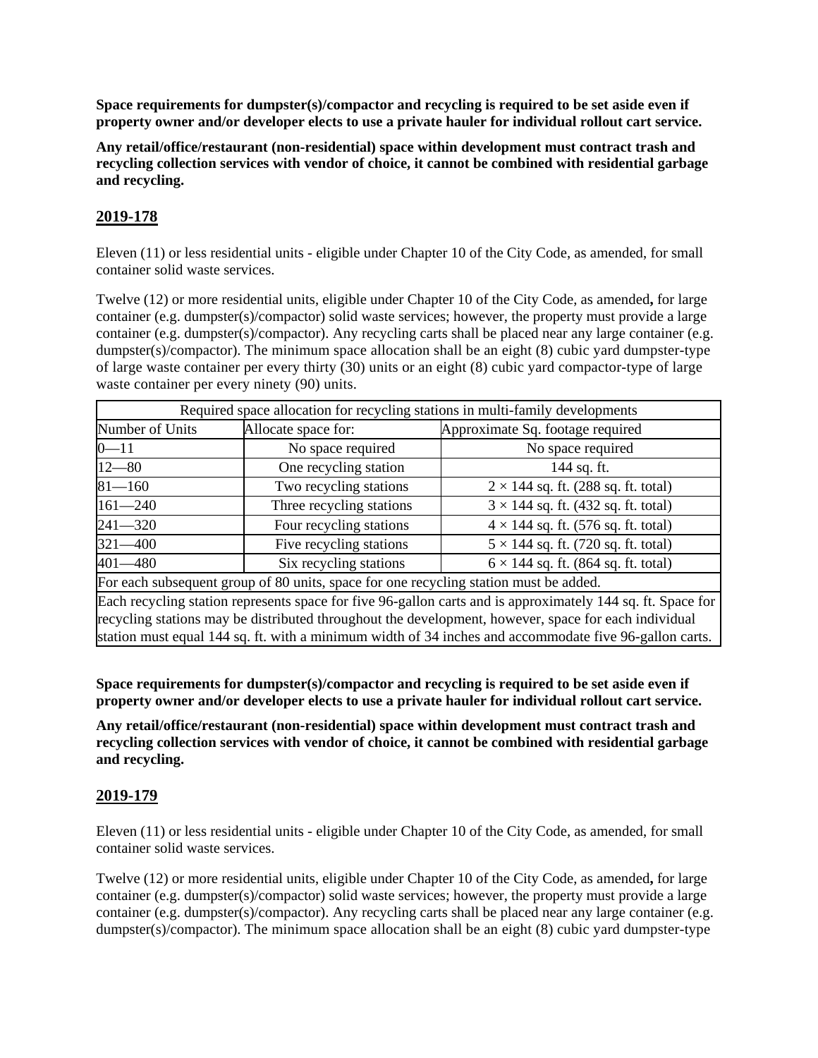**Space requirements for dumpster(s)/compactor and recycling is required to be set aside even if property owner and/or developer elects to use a private hauler for individual rollout cart service.**

**Any retail/office/restaurant (non-residential) space within development must contract trash and recycling collection services with vendor of choice, it cannot be combined with residential garbage and recycling.**

## 2019-178

Eleven (11) or less residential units - eligible under Chapter 10 of the City Code, as amended, for small container solid waste services.

Twelve (12) or more residential units, eligible under Chapter 10 of the City Code, as amended**,** for large container (e.g. dumpster(s)/compactor) solid waste services; however, the property must provide a large container (e.g. dumpster(s)/compactor). Any recycling carts shall be placed near any large container (e.g. dumpster(s)/compactor). The minimum space allocation shall be an eight (8) cubic yard dumpster-type of large waste container per every thirty (30) units or an eight (8) cubic yard compactor-type of large waste container per every ninety (90) units.

| Required space allocation for recycling stations in multi-family developments | | |
|---|---|---|
| Number of Units | Allocate space for: | Approximate Sq. footage required |
| 0—11 | No space required | No space required |
| 12—80 | One recycling station | 144 sq. ft. |
| 81—160 | Two recycling stations | 2 × 144 sq. ft. (288 sq. ft. total) |
| 161—240 | Three recycling stations | 3 × 144 sq. ft. (432 sq. ft. total) |
| 241—320 | Four recycling stations | 4 × 144 sq. ft. (576 sq. ft. total) |
| 321—400 | Five recycling stations | 5 × 144 sq. ft. (720 sq. ft. total) |
| 401—480 | Six recycling stations | 6 × 144 sq. ft. (864 sq. ft. total) |
| For each subsequent group of 80 units, space for one recycling station must be added. | | |
| Each recycling station represents space for five 96-gallon carts and is approximately 144 sq. ft. Space for recycling stations may be distributed throughout the development, however, space for each individual station must equal 144 sq. ft. with a minimum width of 34 inches and accommodate five 96-gallon carts. | | |

**Space requirements for dumpster(s)/compactor and recycling is required to be set aside even if property owner and/or developer elects to use a private hauler for individual rollout cart service.**

**Any retail/office/restaurant (non-residential) space within development must contract trash and recycling collection services with vendor of choice, it cannot be combined with residential garbage and recycling.**

## 2019-179

Eleven (11) or less residential units - eligible under Chapter 10 of the City Code, as amended, for small container solid waste services.

Twelve (12) or more residential units, eligible under Chapter 10 of the City Code, as amended**,** for large container (e.g. dumpster(s)/compactor) solid waste services; however, the property must provide a large container (e.g. dumpster(s)/compactor). Any recycling carts shall be placed near any large container (e.g. dumpster(s)/compactor). The minimum space allocation shall be an eight (8) cubic yard dumpster-type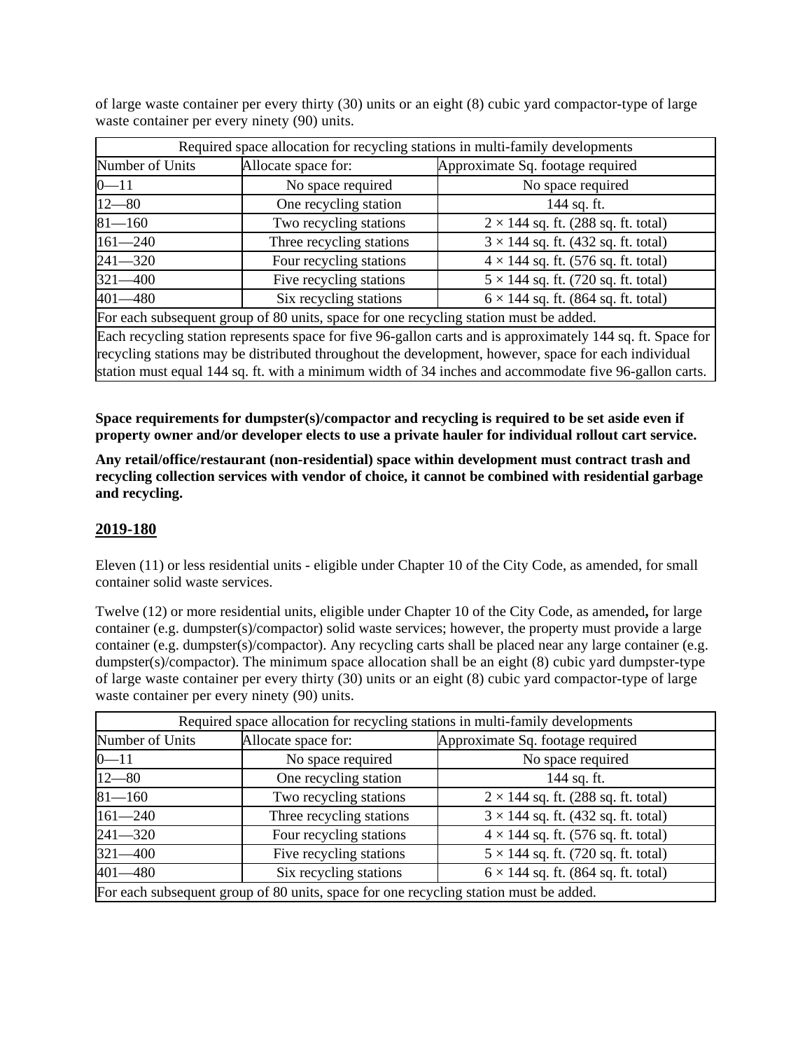of large waste container per every thirty (30) units or an eight (8) cubic yard compactor-type of large waste container per every ninety (90) units.

| Required space allocation for recycling stations in multi-family developments | | |
|---|---|---|
| Number of Units | Allocate space for: | Approximate Sq. footage required |
| 0—11 | No space required | No space required |
| 12—80 | One recycling station | 144 sq. ft. |
| 81—160 | Two recycling stations | 2 × 144 sq. ft. (288 sq. ft. total) |
| 161—240 | Three recycling stations | 3 × 144 sq. ft. (432 sq. ft. total) |
| 241—320 | Four recycling stations | 4 × 144 sq. ft. (576 sq. ft. total) |
| 321—400 | Five recycling stations | 5 × 144 sq. ft. (720 sq. ft. total) |
| 401—480 | Six recycling stations | 6 × 144 sq. ft. (864 sq. ft. total) |
| For each subsequent group of 80 units, space for one recycling station must be added. | | |
| Each recycling station represents space for five 96-gallon carts and is approximately 144 sq. ft. Space for recycling stations may be distributed throughout the development, however, space for each individual station must equal 144 sq. ft. with a minimum width of 34 inches and accommodate five 96-gallon carts. | | |

**Space requirements for dumpster(s)/compactor and recycling is required to be set aside even if property owner and/or developer elects to use a private hauler for individual rollout cart service.**

**Any retail/office/restaurant (non-residential) space within development must contract trash and recycling collection services with vendor of choice, it cannot be combined with residential garbage and recycling.**

## 2019-180

Eleven (11) or less residential units - eligible under Chapter 10 of the City Code, as amended, for small container solid waste services.

Twelve (12) or more residential units, eligible under Chapter 10 of the City Code, as amended**,** for large container (e.g. dumpster(s)/compactor) solid waste services; however, the property must provide a large container (e.g. dumpster(s)/compactor). Any recycling carts shall be placed near any large container (e.g. dumpster(s)/compactor). The minimum space allocation shall be an eight (8) cubic yard dumpster-type of large waste container per every thirty (30) units or an eight (8) cubic yard compactor-type of large waste container per every ninety (90) units.

| Required space allocation for recycling stations in multi-family developments | | |
|---|---|---|
| Number of Units | Allocate space for: | Approximate Sq. footage required |
| 0—11 | No space required | No space required |
| 12—80 | One recycling station | 144 sq. ft. |
| 81—160 | Two recycling stations | 2 × 144 sq. ft. (288 sq. ft. total) |
| 161—240 | Three recycling stations | 3 × 144 sq. ft. (432 sq. ft. total) |
| 241—320 | Four recycling stations | 4 × 144 sq. ft. (576 sq. ft. total) |
| 321—400 | Five recycling stations | 5 × 144 sq. ft. (720 sq. ft. total) |
| 401—480 | Six recycling stations | 6 × 144 sq. ft. (864 sq. ft. total) |
| For each subsequent group of 80 units, space for one recycling station must be added. | | |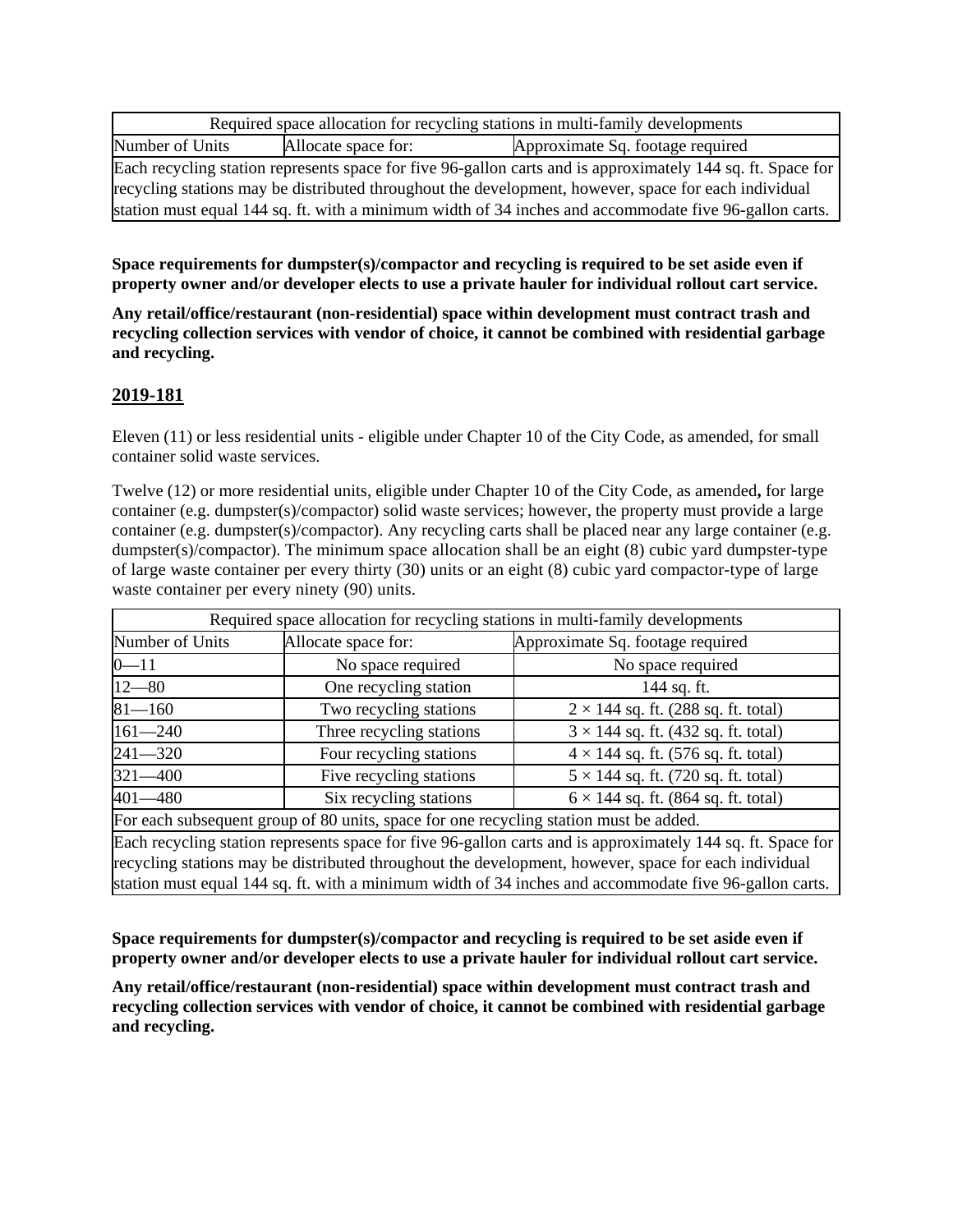| Required space allocation for recycling stations in multi-family developments | | |
|---|---|---|
| Number of Units | Allocate space for: | Approximate Sq. footage required |
| Each recycling station represents space for five 96-gallon carts and is approximately 144 sq. ft. Space for recycling stations may be distributed throughout the development, however, space for each individual station must equal 144 sq. ft. with a minimum width of 34 inches and accommodate five 96-gallon carts. | | |

**Space requirements for dumpster(s)/compactor and recycling is required to be set aside even if property owner and/or developer elects to use a private hauler for individual rollout cart service.**

**Any retail/office/restaurant (non-residential) space within development must contract trash and recycling collection services with vendor of choice, it cannot be combined with residential garbage and recycling.**

## 2019-181

Eleven (11) or less residential units - eligible under Chapter 10 of the City Code, as amended, for small container solid waste services.

Twelve (12) or more residential units, eligible under Chapter 10 of the City Code, as amended**,** for large container (e.g. dumpster(s)/compactor) solid waste services; however, the property must provide a large container (e.g. dumpster(s)/compactor). Any recycling carts shall be placed near any large container (e.g. dumpster(s)/compactor). The minimum space allocation shall be an eight (8) cubic yard dumpster-type of large waste container per every thirty (30) units or an eight (8) cubic yard compactor-type of large waste container per every ninety (90) units.

| Required space allocation for recycling stations in multi-family developments | | |
|---|---|---|
| Number of Units | Allocate space for: | Approximate Sq. footage required |
| 0—11 | No space required | No space required |
| 12—80 | One recycling station | 144 sq. ft. |
| 81—160 | Two recycling stations | 2 × 144 sq. ft. (288 sq. ft. total) |
| 161—240 | Three recycling stations | 3 × 144 sq. ft. (432 sq. ft. total) |
| 241—320 | Four recycling stations | 4 × 144 sq. ft. (576 sq. ft. total) |
| 321—400 | Five recycling stations | 5 × 144 sq. ft. (720 sq. ft. total) |
| 401—480 | Six recycling stations | 6 × 144 sq. ft. (864 sq. ft. total) |
| For each subsequent group of 80 units, space for one recycling station must be added. | | |
| Each recycling station represents space for five 96-gallon carts and is approximately 144 sq. ft. Space for recycling stations may be distributed throughout the development, however, space for each individual station must equal 144 sq. ft. with a minimum width of 34 inches and accommodate five 96-gallon carts. | | |

**Space requirements for dumpster(s)/compactor and recycling is required to be set aside even if property owner and/or developer elects to use a private hauler for individual rollout cart service.**

**Any retail/office/restaurant (non-residential) space within development must contract trash and recycling collection services with vendor of choice, it cannot be combined with residential garbage and recycling.**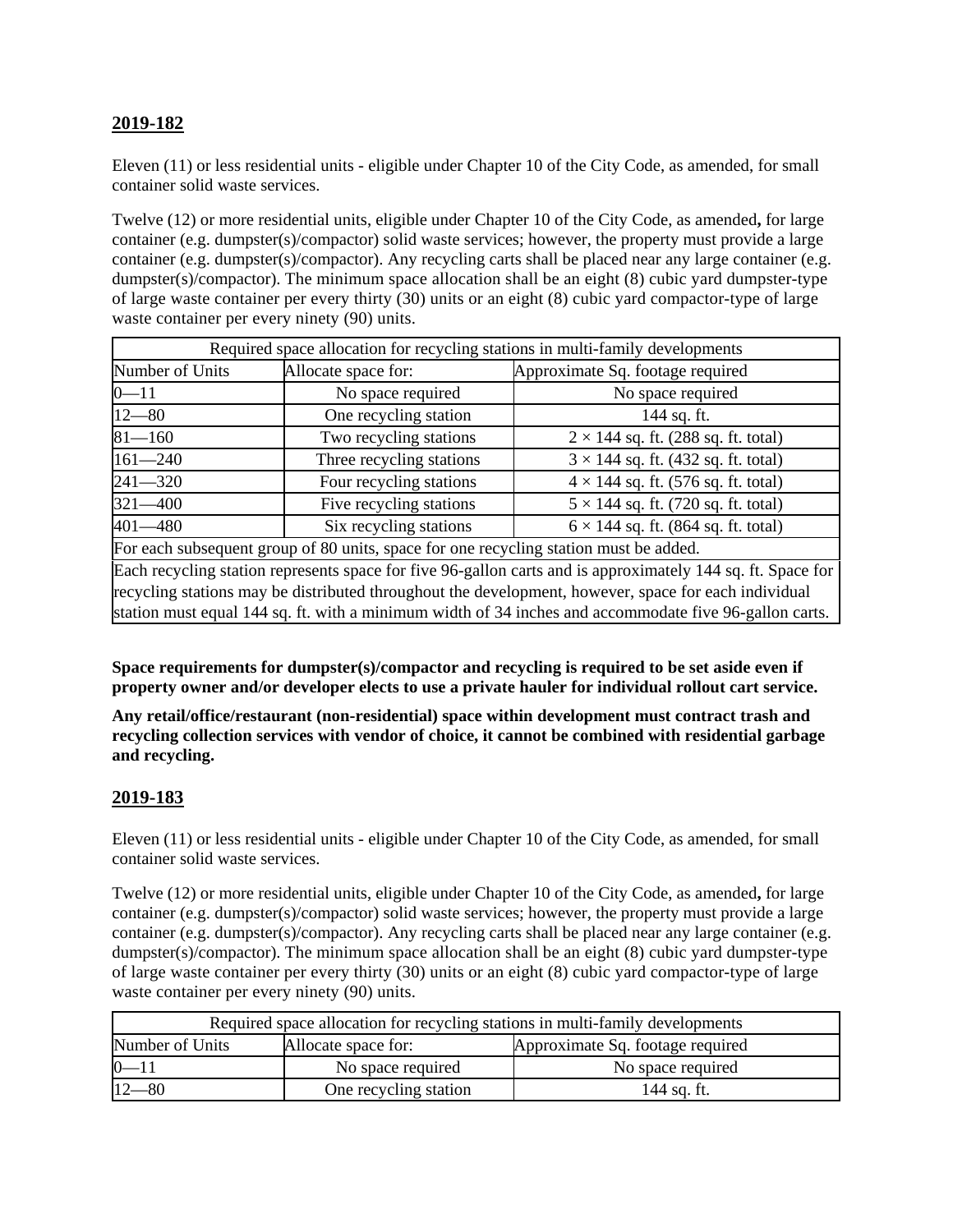**2019-182**

Eleven (11) or less residential units - eligible under Chapter 10 of the City Code, as amended, for small container solid waste services.

Twelve (12) or more residential units, eligible under Chapter 10 of the City Code, as amended**,** for large container (e.g. dumpster(s)/compactor) solid waste services; however, the property must provide a large container (e.g. dumpster(s)/compactor). Any recycling carts shall be placed near any large container (e.g. dumpster(s)/compactor). The minimum space allocation shall be an eight (8) cubic yard dumpster-type of large waste container per every thirty (30) units or an eight (8) cubic yard compactor-type of large waste container per every ninety (90) units.

| Required space allocation for recycling stations in multi-family developments | | |
|---|---|---|
| Number of Units | Allocate space for: | Approximate Sq. footage required |
| 0—11 | No space required | No space required |
| 12—80 | One recycling station | 144 sq. ft. |
| 81—160 | Two recycling stations | 2 × 144 sq. ft. (288 sq. ft. total) |
| 161—240 | Three recycling stations | 3 × 144 sq. ft. (432 sq. ft. total) |
| 241—320 | Four recycling stations | 4 × 144 sq. ft. (576 sq. ft. total) |
| 321—400 | Five recycling stations | 5 × 144 sq. ft. (720 sq. ft. total) |
| 401—480 | Six recycling stations | 6 × 144 sq. ft. (864 sq. ft. total) |
| For each subsequent group of 80 units, space for one recycling station must be added. | | |
| Each recycling station represents space for five 96-gallon carts and is approximately 144 sq. ft. Space for recycling stations may be distributed throughout the development, however, space for each individual station must equal 144 sq. ft. with a minimum width of 34 inches and accommodate five 96-gallon carts. | | |

**Space requirements for dumpster(s)/compactor and recycling is required to be set aside even if property owner and/or developer elects to use a private hauler for individual rollout cart service.**

**Any retail/office/restaurant (non-residential) space within development must contract trash and recycling collection services with vendor of choice, it cannot be combined with residential garbage and recycling.**

**2019-183**

Eleven (11) or less residential units - eligible under Chapter 10 of the City Code, as amended, for small container solid waste services.

Twelve (12) or more residential units, eligible under Chapter 10 of the City Code, as amended**,** for large container (e.g. dumpster(s)/compactor) solid waste services; however, the property must provide a large container (e.g. dumpster(s)/compactor). Any recycling carts shall be placed near any large container (e.g. dumpster(s)/compactor). The minimum space allocation shall be an eight (8) cubic yard dumpster-type of large waste container per every thirty (30) units or an eight (8) cubic yard compactor-type of large waste container per every ninety (90) units.

| Required space allocation for recycling stations in multi-family developments | | |
|---|---|---|
| Number of Units | Allocate space for: | Approximate Sq. footage required |
| 0—11 | No space required | No space required |
| 12—80 | One recycling station | 144 sq. ft. |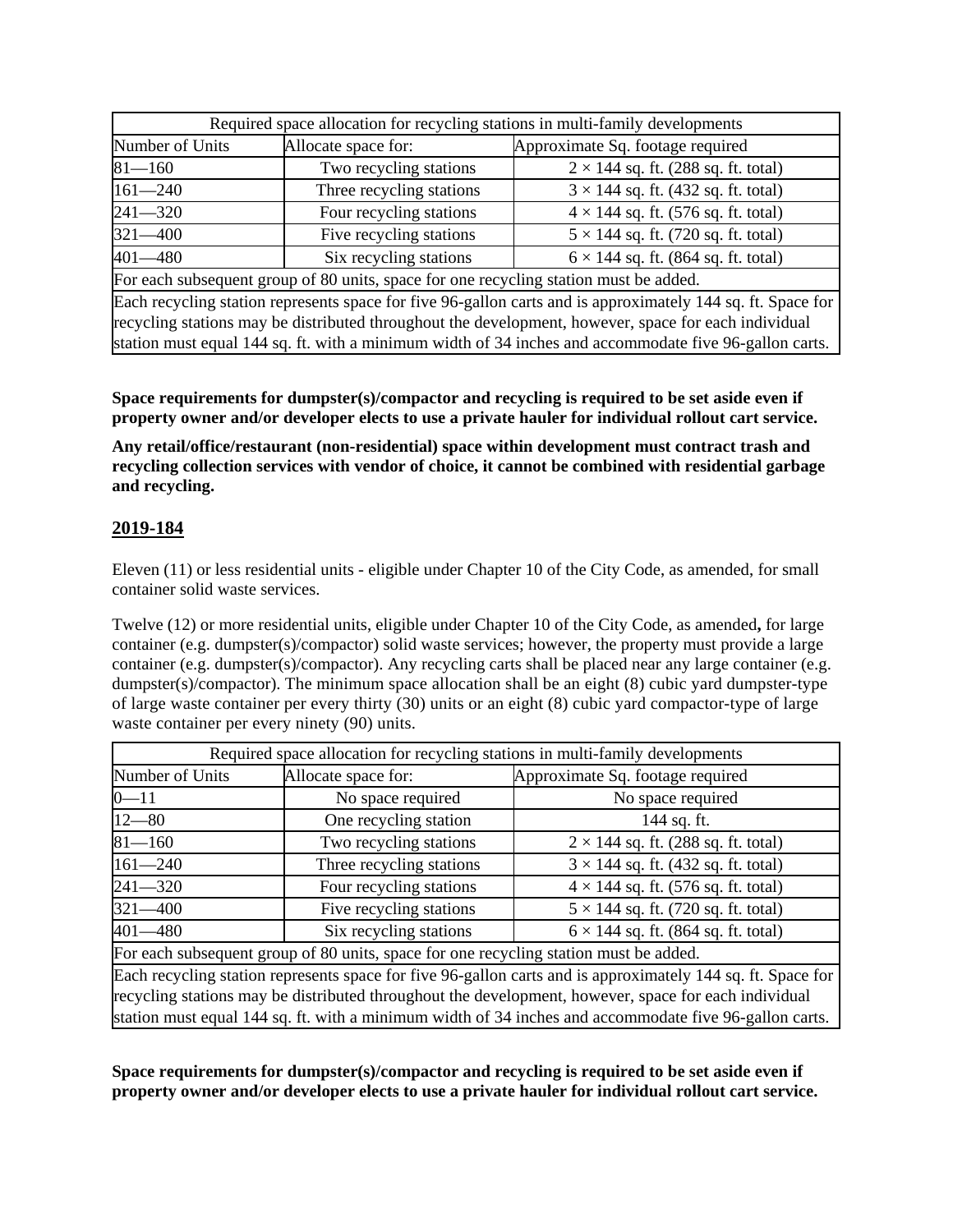| Required space allocation for recycling stations in multi-family developments | | |
|---|---|---|
| Number of Units | Allocate space for: | Approximate Sq. footage required |
| 81—160 | Two recycling stations | 2 × 144 sq. ft. (288 sq. ft. total) |
| 161—240 | Three recycling stations | 3 × 144 sq. ft. (432 sq. ft. total) |
| 241—320 | Four recycling stations | 4 × 144 sq. ft. (576 sq. ft. total) |
| 321—400 | Five recycling stations | 5 × 144 sq. ft. (720 sq. ft. total) |
| 401—480 | Six recycling stations | 6 × 144 sq. ft. (864 sq. ft. total) |
| For each subsequent group of 80 units, space for one recycling station must be added. | | |
| Each recycling station represents space for five 96-gallon carts and is approximately 144 sq. ft. Space for recycling stations may be distributed throughout the development, however, space for each individual station must equal 144 sq. ft. with a minimum width of 34 inches and accommodate five 96-gallon carts. | | |

**Space requirements for dumpster(s)/compactor and recycling is required to be set aside even if property owner and/or developer elects to use a private hauler for individual rollout cart service.**

**Any retail/office/restaurant (non-residential) space within development must contract trash and recycling collection services with vendor of choice, it cannot be combined with residential garbage and recycling.**

## 2019-184

Eleven (11) or less residential units - eligible under Chapter 10 of the City Code, as amended, for small container solid waste services.

Twelve (12) or more residential units, eligible under Chapter 10 of the City Code, as amended**,** for large container (e.g. dumpster(s)/compactor) solid waste services; however, the property must provide a large container (e.g. dumpster(s)/compactor). Any recycling carts shall be placed near any large container (e.g. dumpster(s)/compactor). The minimum space allocation shall be an eight (8) cubic yard dumpster-type of large waste container per every thirty (30) units or an eight (8) cubic yard compactor-type of large waste container per every ninety (90) units.

| Required space allocation for recycling stations in multi-family developments | | |
|---|---|---|
| Number of Units | Allocate space for: | Approximate Sq. footage required |
| 0—11 | No space required | No space required |
| 12—80 | One recycling station | 144 sq. ft. |
| 81—160 | Two recycling stations | 2 × 144 sq. ft. (288 sq. ft. total) |
| 161—240 | Three recycling stations | 3 × 144 sq. ft. (432 sq. ft. total) |
| 241—320 | Four recycling stations | 4 × 144 sq. ft. (576 sq. ft. total) |
| 321—400 | Five recycling stations | 5 × 144 sq. ft. (720 sq. ft. total) |
| 401—480 | Six recycling stations | 6 × 144 sq. ft. (864 sq. ft. total) |
| For each subsequent group of 80 units, space for one recycling station must be added. | | |
| Each recycling station represents space for five 96-gallon carts and is approximately 144 sq. ft. Space for recycling stations may be distributed throughout the development, however, space for each individual station must equal 144 sq. ft. with a minimum width of 34 inches and accommodate five 96-gallon carts. | | |

**Space requirements for dumpster(s)/compactor and recycling is required to be set aside even if property owner and/or developer elects to use a private hauler for individual rollout cart service.**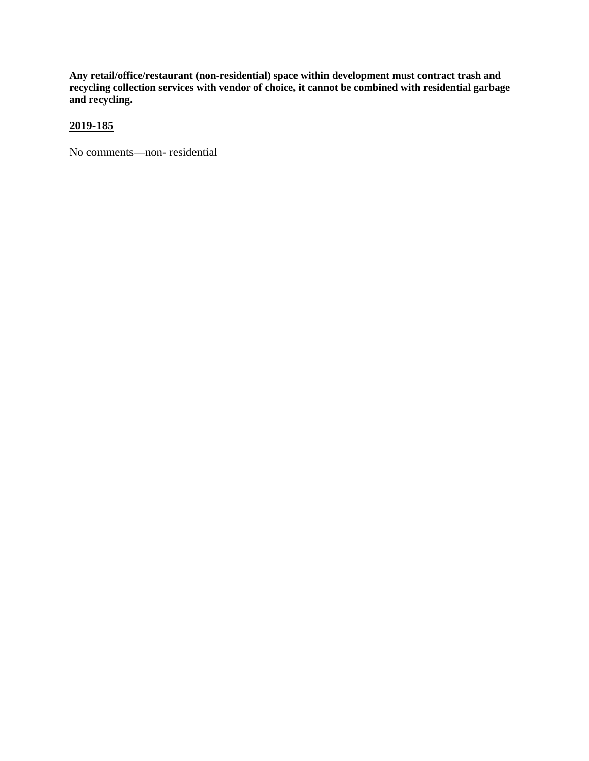**Any retail/office/restaurant (non-residential) space within development must contract trash and recycling collection services with vendor of choice, it cannot be combined with residential garbage and recycling.**

**2019-185**

No comments—non- residential